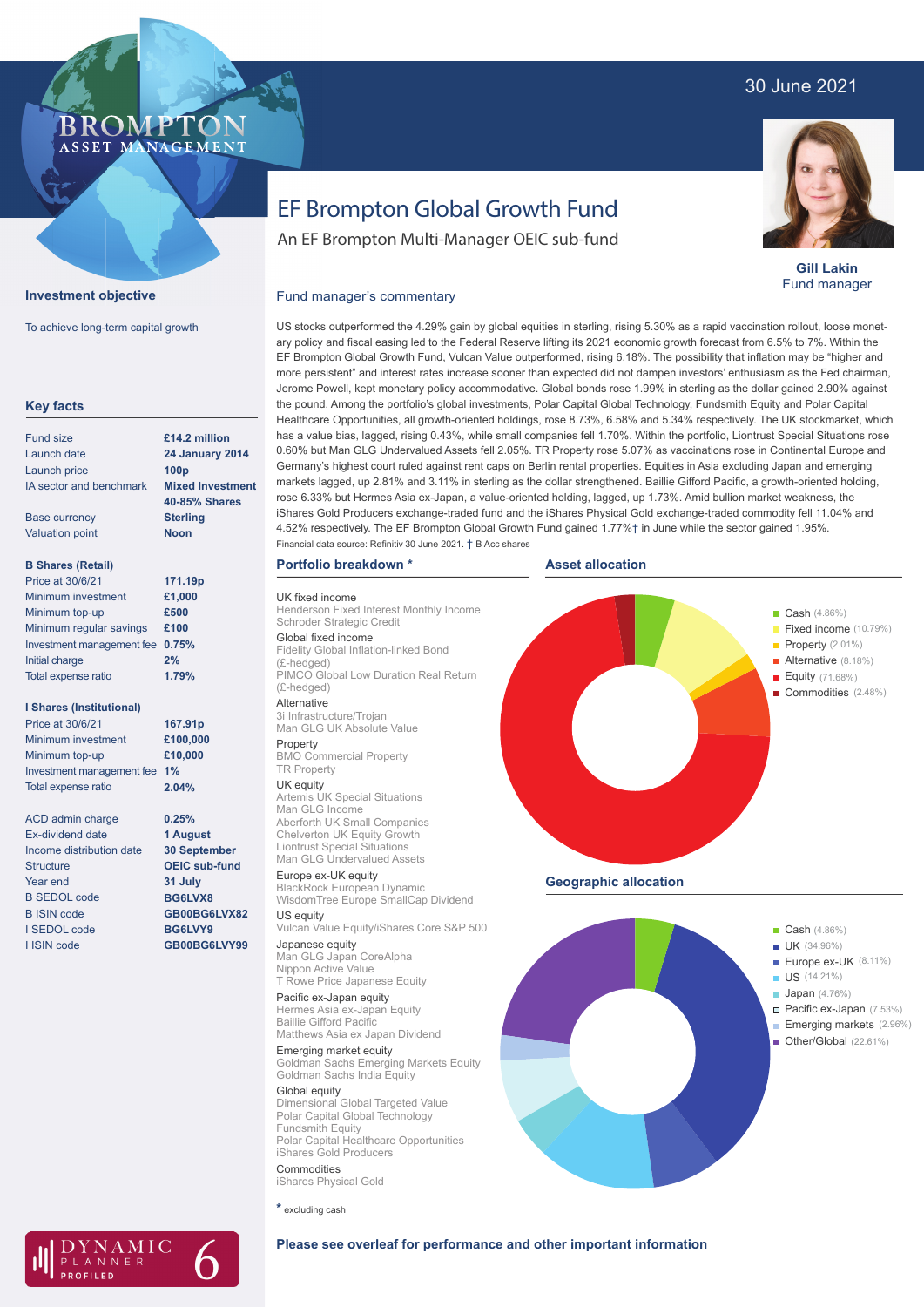30 June 2021

# EF Brompton Global Growth Fund

An EF Brompton Multi-Manager OEIC sub-fund

**Gill Lakin**
Fund manager

## Investment objective

To achieve long-term capital growth

## Key facts

| | |
|---|---|
| Fund size | **£14.2 million** |
| Launch date | **24 January 2014** |
| Launch price | **100p** |
| IA sector and benchmark | **Mixed Investment 40-85% Shares** |
| Base currency | **Sterling** |
| Valuation point | **Noon** |

**B Shares (Retail)**

| | |
|---|---|
| Price at 30/6/21 | **171.19p** |
| Minimum investment | **£1,000** |
| Minimum top-up | **£500** |
| Minimum regular savings | **£100** |
| Investment management fee | **0.75%** |
| Initial charge | **2%** |
| Total expense ratio | **1.79%** |

**I Shares (Institutional)**

| | |
|---|---|
| Price at 30/6/21 | **167.91p** |
| Minimum investment | **£100,000** |
| Minimum top-up | **£10,000** |
| Investment management fee | **1%** |
| Total expense ratio | **2.04%** |

| | |
|---|---|
| ACD admin charge | **0.25%** |
| Ex-dividend date | **1 August** |
| Income distribution date | **30 September** |
| Structure | **OEIC sub-fund** |
| Year end | **31 July** |
| B SEDOL code | **BG6LVX8** |
| B ISIN code | **GB00BG6LVX82** |
| I SEDOL code | **BG6LVY9** |
| I ISIN code | **GB00BG6LVY99** |

## Fund manager's commentary

US stocks outperformed the 4.29% gain by global equities in sterling, rising 5.30% as a rapid vaccination rollout, loose monetary policy and fiscal easing led to the Federal Reserve lifting its 2021 economic growth forecast from 6.5% to 7%. Within the EF Brompton Global Growth Fund, Vulcan Value outperformed, rising 6.18%. The possibility that inflation may be "higher and more persistent" and interest rates increase sooner than expected did not dampen investors' enthusiasm as the Fed chairman, Jerome Powell, kept monetary policy accommodative. Global bonds rose 1.99% in sterling as the dollar gained 2.90% against the pound. Among the portfolio's global investments, Polar Capital Global Technology, Fundsmith Equity and Polar Capital Healthcare Opportunities, all growth-oriented holdings, rose 8.73%, 6.58% and 5.34% respectively. The UK stockmarket, which has a value bias, lagged, rising 0.43%, while small companies fell 1.70%. Within the portfolio, Liontrust Special Situations rose 0.60% but Man GLG Undervalued Assets fell 2.05%. TR Property rose 5.07% as vaccinations rose in Continental Europe and Germany's highest court ruled against rent caps on Berlin rental properties. Equities in Asia excluding Japan and emerging markets lagged, up 2.81% and 3.11% in sterling as the dollar strengthened. Baillie Gifford Pacific, a growth-oriented holding, rose 6.33% but Hermes Asia ex-Japan, a value-oriented holding, lagged, up 1.73%. Amid bullion market weakness, the iShares Gold Producers exchange-traded fund and the iShares Physical Gold exchange-traded commodity fell 11.04% and 4.52% respectively. The EF Brompton Global Growth Fund gained 1.77%† in June while the sector gained 1.95%.

Financial data source: Refinitiv 30 June 2021. † B Acc shares

## Portfolio breakdown *

**UK fixed income**
Henderson Fixed Interest Monthly Income
Schroder Strategic Credit

**Global fixed income**
Fidelity Global Inflation-linked Bond (£-hedged)
PIMCO Global Low Duration Real Return (£-hedged)

**Alternative**
3i Infrastructure/Trojan
Man GLG UK Absolute Value

**Property**
BMO Commercial Property
TR Property

**UK equity**
Artemis UK Special Situations
Man GLG Income
Aberforth UK Small Companies
Chelverton UK Equity Growth
Liontrust Special Situations
Man GLG Undervalued Assets

**Europe ex-UK equity**
BlackRock European Dynamic
WisdomTree Europe SmallCap Dividend

**US equity**
Vulcan Value Equity/iShares Core S&P 500

**Japanese equity**
Man GLG Japan CoreAlpha
Nippon Active Value
T Rowe Price Japanese Equity

**Pacific ex-Japan equity**
Hermes Asia ex-Japan Equity
Baillie Gifford Pacific
Matthews Asia ex Japan Dividend

**Emerging market equity**
Goldman Sachs Emerging Markets Equity
Goldman Sachs India Equity

**Global equity**
Dimensional Global Targeted Value
Polar Capital Global Technology
Fundsmith Equity
Polar Capital Healthcare Opportunities
iShares Gold Producers

**Commodities**
iShares Physical Gold

\* excluding cash

## Asset allocation

- Cash (4.86%)
- Fixed income (10.79%)
- Property (2.01%)
- Alternative (8.18%)
- Equity (71.68%)
- Commodities (2.48%)

## Geographic allocation

- Cash (4.86%)
- UK (34.96%)
- Europe ex-UK (8.11%)
- US (14.21%)
- Japan (4.76%)
- Pacific ex-Japan (7.53%)
- Emerging markets (2.96%)
- Other/Global (22.61%)

**Please see overleaf for performance and other important information**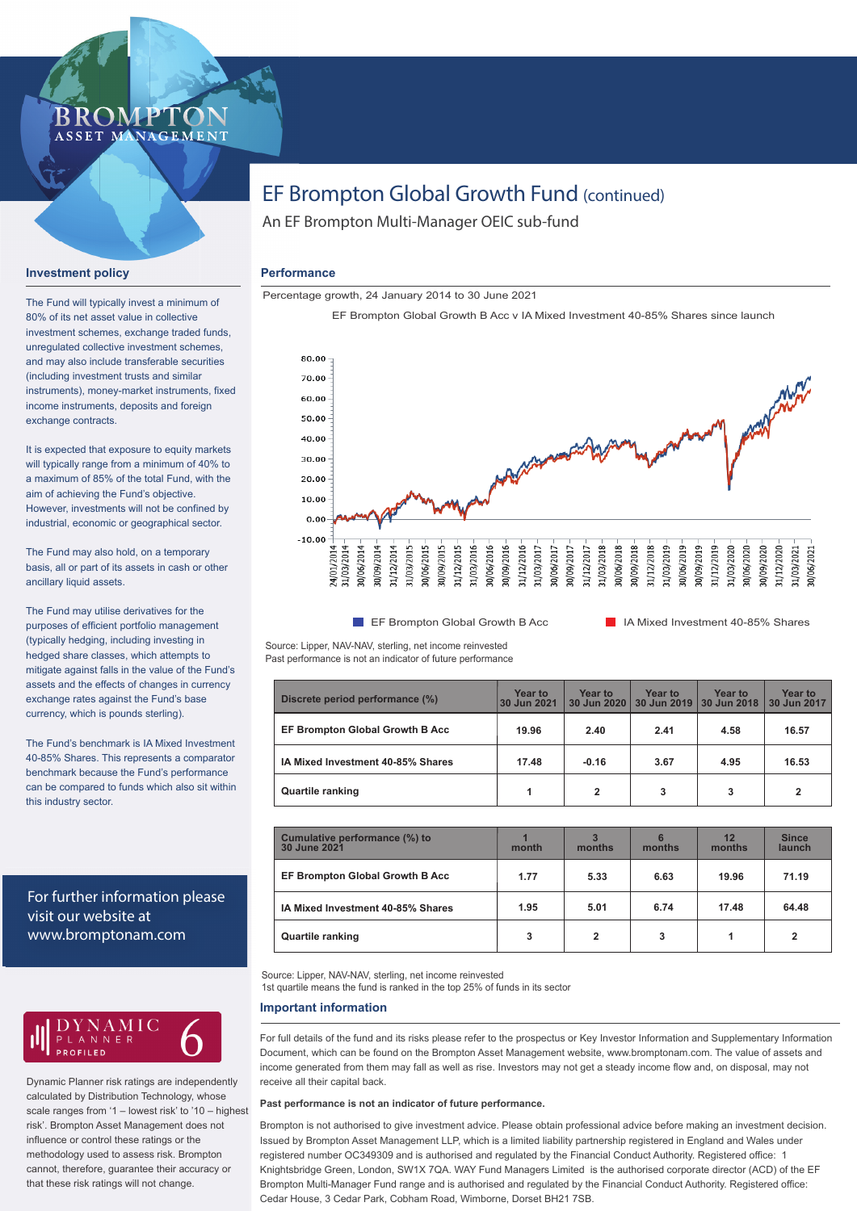BROMPTON
ASSET MANAGEMENT

# EF Brompton Global Growth Fund (continued)

An EF Brompton Multi-Manager OEIC sub-fund

## Investment policy

The Fund will typically invest a minimum of 80% of its net asset value in collective investment schemes, exchange traded funds, unregulated collective investment schemes, and may also include transferable securities (including investment trusts and similar instruments), money-market instruments, fixed income instruments, deposits and foreign exchange contracts.

It is expected that exposure to equity markets will typically range from a minimum of 40% to a maximum of 85% of the total Fund, with the aim of achieving the Fund's objective. However, investments will not be confined by industrial, economic or geographical sector.

The Fund may also hold, on a temporary basis, all or part of its assets in cash or other ancillary liquid assets.

The Fund may utilise derivatives for the purposes of efficient portfolio management (typically hedging, including investing in hedged share classes, which attempts to mitigate against falls in the value of the Fund's assets and the effects of changes in currency exchange rates against the Fund's base currency, which is pounds sterling).

The Fund's benchmark is IA Mixed Investment 40-85% Shares. This represents a comparator benchmark because the Fund's performance can be compared to funds which also sit within this industry sector.

For further information please visit our website at www.bromptonam.com

DYNAMIC PLANNER PROFILED 6

Dynamic Planner risk ratings are independently calculated by Distribution Technology, whose scale ranges from '1 – lowest risk' to '10 – highest risk'. Brompton Asset Management does not influence or control these ratings or the methodology used to assess risk. Brompton cannot, therefore, guarantee their accuracy or that these risk ratings will not change.

## Performance

Percentage growth, 24 January 2014 to 30 June 2021

EF Brompton Global Growth B Acc v IA Mixed Investment 40-85% Shares since launch

80.00
70.00
60.00
50.00
40.00
30.00
20.00
10.00
0.00
-10.00

24/01/2014 31/03/2014 30/06/2014 30/09/2014 31/12/2014 31/03/2015 30/06/2015 30/09/2015 31/12/2015 31/03/2016 30/06/2016 30/09/2016 31/12/2016 31/03/2017 30/06/2017 30/09/2017 31/12/2017 31/03/2018 30/06/2018 30/09/2018 31/12/2018 31/03/2019 30/06/2019 30/09/2019 31/12/2019 31/03/2020 30/06/2020 30/09/2020 31/12/2020 31/03/2021 30/06/2021

EF Brompton Global Growth B Acc   IA Mixed Investment 40-85% Shares

Source: Lipper, NAV-NAV, sterling, net income reinvested
Past performance is not an indicator of future performance

| Discrete period performance (%) | Year to 30 Jun 2021 | Year to 30 Jun 2020 | Year to 30 Jun 2019 | Year to 30 Jun 2018 | Year to 30 Jun 2017 |
|---|---|---|---|---|---|
| EF Brompton Global Growth B Acc | 19.96 | 2.40 | 2.41 | 4.58 | 16.57 |
| IA Mixed Investment 40-85% Shares | 17.48 | -0.16 | 3.67 | 4.95 | 16.53 |
| Quartile ranking | 1 | 2 | 3 | 3 | 2 |

| Cumulative performance (%) to 30 June 2021 | 1 month | 3 months | 6 months | 12 months | Since launch |
|---|---|---|---|---|---|
| EF Brompton Global Growth B Acc | 1.77 | 5.33 | 6.63 | 19.96 | 71.19 |
| IA Mixed Investment 40-85% Shares | 1.95 | 5.01 | 6.74 | 17.48 | 64.48 |
| Quartile ranking | 3 | 2 | 3 | 1 | 2 |

Source: Lipper, NAV-NAV, sterling, net income reinvested
1st quartile means the fund is ranked in the top 25% of funds in its sector

## Important information

For full details of the fund and its risks please refer to the prospectus or Key Investor Information and Supplementary Information Document, which can be found on the Brompton Asset Management website, www.bromptonam.com. The value of assets and income generated from them may fall as well as rise. Investors may not get a steady income flow and, on disposal, may not receive all their capital back.

**Past performance is not an indicator of future performance.**

Brompton is not authorised to give investment advice. Please obtain professional advice before making an investment decision. Issued by Brompton Asset Management LLP, which is a limited liability partnership registered in England and Wales under registered number OC349309 and is authorised and regulated by the Financial Conduct Authority. Registered office: 1 Knightsbridge Green, London, SW1X 7QA. WAY Fund Managers Limited is the authorised corporate director (ACD) of the EF Brompton Multi-Manager Fund range and is authorised and regulated by the Financial Conduct Authority. Registered office: Cedar House, 3 Cedar Park, Cobham Road, Wimborne, Dorset BH21 7SB.